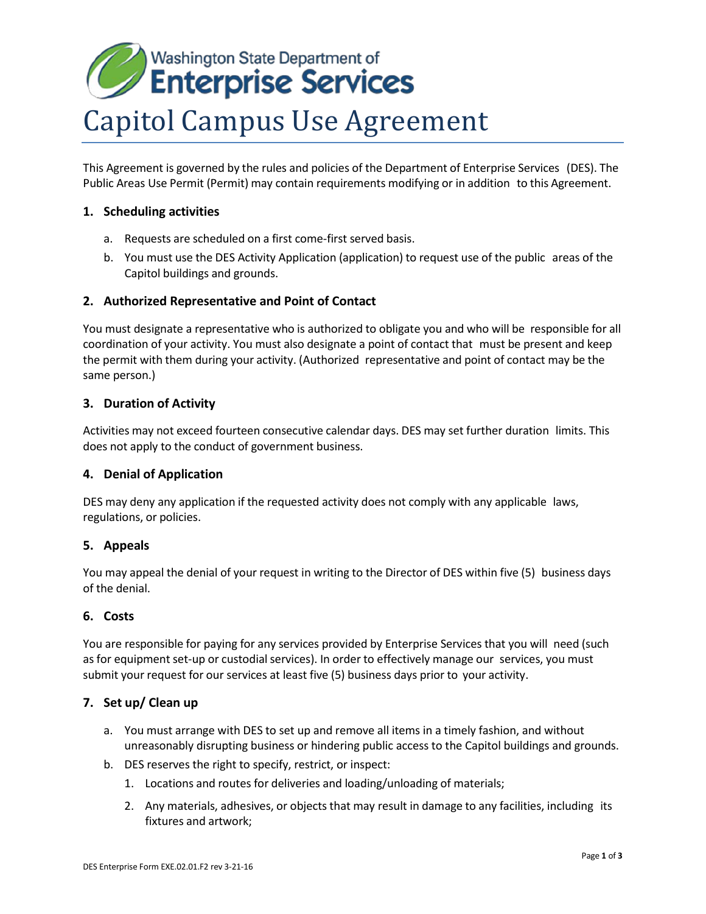Washington State Department of
**Enterprise Services**

# Capitol Campus Use Agreement

This Agreement is governed by the rules and policies of the Department of Enterprise Services (DES). The Public Areas Use Permit (Permit) may contain requirements modifying or in addition to this Agreement.

## 1. Scheduling activities

a. Requests are scheduled on a first come-first served basis.

b. You must use the DES Activity Application (application) to request use of the public areas of the Capitol buildings and grounds.

## 2. Authorized Representative and Point of Contact

You must designate a representative who is authorized to obligate you and who will be responsible for all coordination of your activity. You must also designate a point of contact that must be present and keep the permit with them during your activity. (Authorized representative and point of contact may be the same person.)

## 3. Duration of Activity

Activities may not exceed fourteen consecutive calendar days. DES may set further duration limits. This does not apply to the conduct of government business.

## 4. Denial of Application

DES may deny any application if the requested activity does not comply with any applicable laws, regulations, or policies.

## 5. Appeals

You may appeal the denial of your request in writing to the Director of DES within five (5) business days of the denial.

## 6. Costs

You are responsible for paying for any services provided by Enterprise Services that you will need (such as for equipment set-up or custodial services). In order to effectively manage our services, you must submit your request for our services at least five (5) business days prior to your activity.

## 7. Set up/ Clean up

a. You must arrange with DES to set up and remove all items in a timely fashion, and without unreasonably disrupting business or hindering public access to the Capitol buildings and grounds.

b. DES reserves the right to specify, restrict, or inspect:

   1. Locations and routes for deliveries and loading/unloading of materials;
   2. Any materials, adhesives, or objects that may result in damage to any facilities, including its fixtures and artwork;

DES Enterprise Form EXE.02.01.F2 rev 3-21-16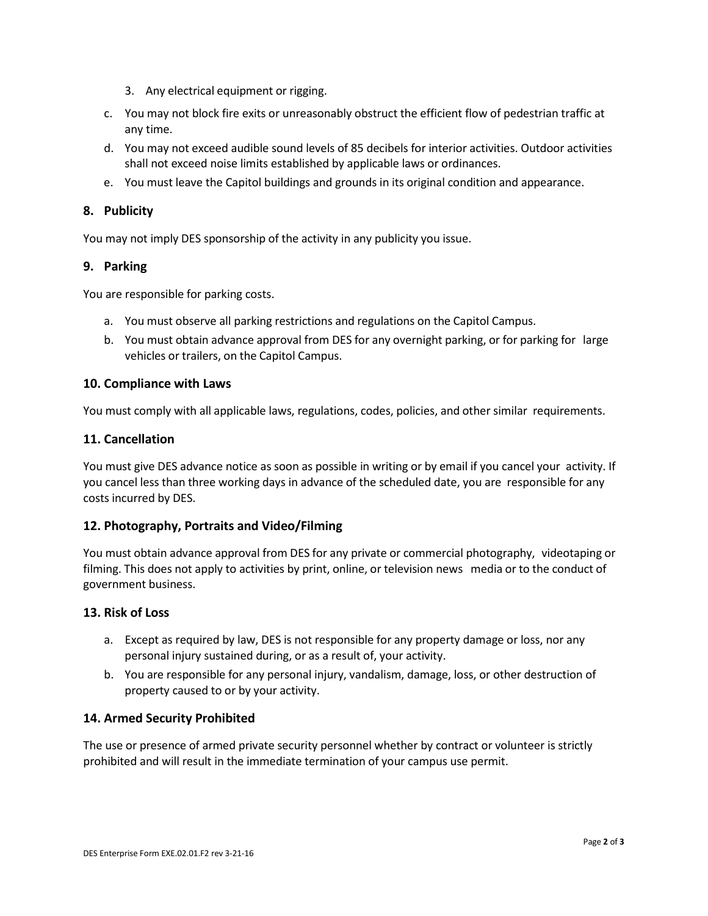3. Any electrical equipment or rigging.

c. You may not block fire exits or unreasonably obstruct the efficient flow of pedestrian traffic at any time.

d. You may not exceed audible sound levels of 85 decibels for interior activities. Outdoor activities shall not exceed noise limits established by applicable laws or ordinances.

e. You must leave the Capitol buildings and grounds in its original condition and appearance.

## 8. Publicity

You may not imply DES sponsorship of the activity in any publicity you issue.

## 9. Parking

You are responsible for parking costs.

a. You must observe all parking restrictions and regulations on the Capitol Campus.

b. You must obtain advance approval from DES for any overnight parking, or for parking for large vehicles or trailers, on the Capitol Campus.

## 10. Compliance with Laws

You must comply with all applicable laws, regulations, codes, policies, and other similar requirements.

## 11. Cancellation

You must give DES advance notice as soon as possible in writing or by email if you cancel your activity. If you cancel less than three working days in advance of the scheduled date, you are responsible for any costs incurred by DES.

## 12. Photography, Portraits and Video/Filming

You must obtain advance approval from DES for any private or commercial photography, videotaping or filming. This does not apply to activities by print, online, or television news media or to the conduct of government business.

## 13. Risk of Loss

a. Except as required by law, DES is not responsible for any property damage or loss, nor any personal injury sustained during, or as a result of, your activity.

b. You are responsible for any personal injury, vandalism, damage, loss, or other destruction of property caused to or by your activity.

## 14. Armed Security Prohibited

The use or presence of armed private security personnel whether by contract or volunteer is strictly prohibited and will result in the immediate termination of your campus use permit.

DES Enterprise Form EXE.02.01.F2 rev 3-21-16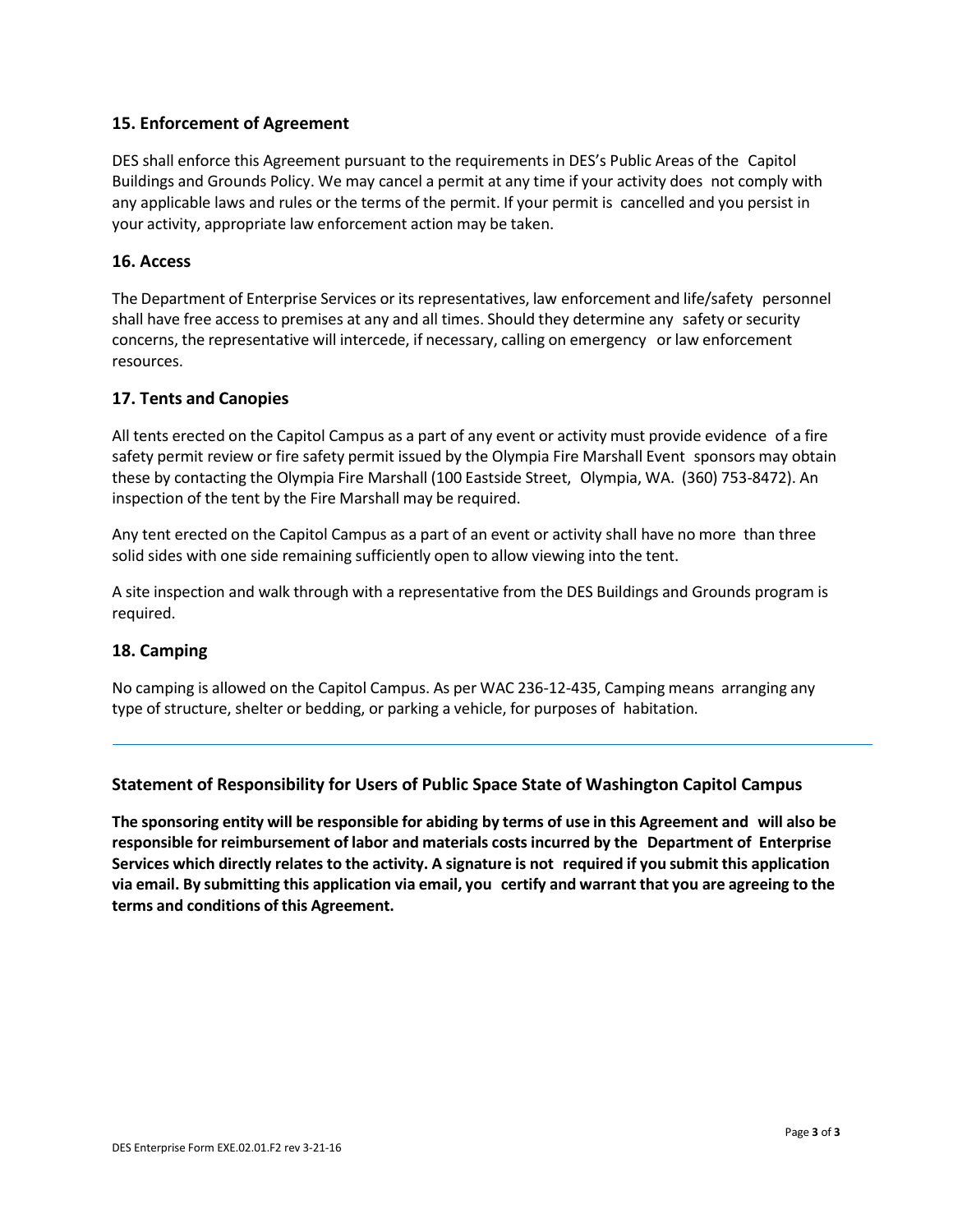## 15. Enforcement of Agreement

DES shall enforce this Agreement pursuant to the requirements in DES's Public Areas of the Capitol Buildings and Grounds Policy. We may cancel a permit at any time if your activity does not comply with any applicable laws and rules or the terms of the permit. If your permit is cancelled and you persist in your activity, appropriate law enforcement action may be taken.

## 16. Access

The Department of Enterprise Services or its representatives, law enforcement and life/safety personnel shall have free access to premises at any and all times. Should they determine any safety or security concerns, the representative will intercede, if necessary, calling on emergency or law enforcement resources.

## 17. Tents and Canopies

All tents erected on the Capitol Campus as a part of any event or activity must provide evidence of a fire safety permit review or fire safety permit issued by the Olympia Fire Marshall Event sponsors may obtain these by contacting the Olympia Fire Marshall (100 Eastside Street, Olympia, WA. (360) 753-8472). An inspection of the tent by the Fire Marshall may be required.

Any tent erected on the Capitol Campus as a part of an event or activity shall have no more than three solid sides with one side remaining sufficiently open to allow viewing into the tent.

A site inspection and walk through with a representative from the DES Buildings and Grounds program is required.

## 18. Camping

No camping is allowed on the Capitol Campus. As per WAC 236-12-435, Camping means arranging any type of structure, shelter or bedding, or parking a vehicle, for purposes of habitation.

---

## Statement of Responsibility for Users of Public Space State of Washington Capitol Campus

**The sponsoring entity will be responsible for abiding by terms of use in this Agreement and will also be responsible for reimbursement of labor and materials costs incurred by the Department of Enterprise Services which directly relates to the activity. A signature is not required if you submit this application via email. By submitting this application via email, you certify and warrant that you are agreeing to the terms and conditions of this Agreement.**

DES Enterprise Form EXE.02.01.F2 rev 3-21-16